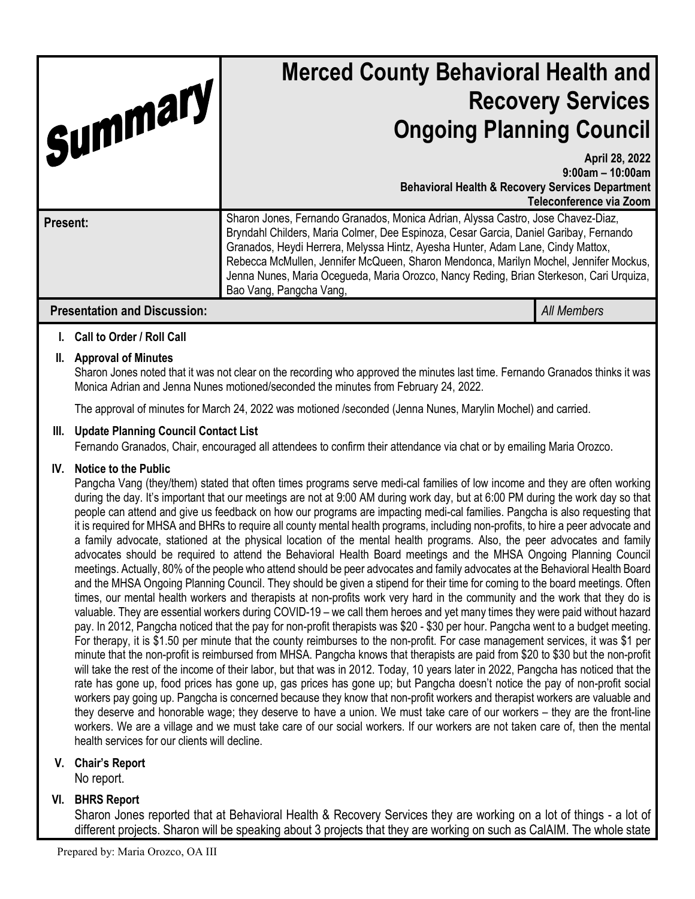**Summary**

# Merced County Behavioral Health and Recovery Services Ongoing Planning Council

**April 28, 2022**
**9:00am – 10:00am**
**Behavioral Health & Recovery Services Department**
**Teleconference via Zoom**

| | |
|---|---|
| **Present:** | Sharon Jones, Fernando Granados, Monica Adrian, Alyssa Castro, Jose Chavez-Diaz, Bryndahl Childers, Maria Colmer, Dee Espinoza, Cesar Garcia, Daniel Garibay, Fernando Granados, Heydi Herrera, Melyssa Hintz, Ayesha Hunter, Adam Lane, Cindy Mattox, Rebecca McMullen, Jennifer McQueen, Sharon Mendonca, Marilyn Mochel, Jennifer Mockus, Jenna Nunes, Maria Ocegueda, Maria Orozco, Nancy Reding, Brian Sterkeson, Cari Urquiza, Bao Vang, Pangcha Vang, |

| **Presentation and Discussion:** | *All Members* |
|---|---|

## I. Call to Order / Roll Call

## II. Approval of Minutes

Sharon Jones noted that it was not clear on the recording who approved the minutes last time. Fernando Granados thinks it was Monica Adrian and Jenna Nunes motioned/seconded the minutes from February 24, 2022.

The approval of minutes for March 24, 2022 was motioned /seconded (Jenna Nunes, Marylin Mochel) and carried.

## III. Update Planning Council Contact List

Fernando Granados, Chair, encouraged all attendees to confirm their attendance via chat or by emailing Maria Orozco.

## IV. Notice to the Public

Pangcha Vang (they/them) stated that often times programs serve medi-cal families of low income and they are often working during the day. It's important that our meetings are not at 9:00 AM during work day, but at 6:00 PM during the work day so that people can attend and give us feedback on how our programs are impacting medi-cal families. Pangcha is also requesting that it is required for MHSA and BHRs to require all county mental health programs, including non-profits, to hire a peer advocate and a family advocate, stationed at the physical location of the mental health programs. Also, the peer advocates and family advocates should be required to attend the Behavioral Health Board meetings and the MHSA Ongoing Planning Council meetings. Actually, 80% of the people who attend should be peer advocates and family advocates at the Behavioral Health Board and the MHSA Ongoing Planning Council. They should be given a stipend for their time for coming to the board meetings. Often times, our mental health workers and therapists at non-profits work very hard in the community and the work that they do is valuable. They are essential workers during COVID-19 – we call them heroes and yet many times they were paid without hazard pay. In 2012, Pangcha noticed that the pay for non-profit therapists was $20 - $30 per hour. Pangcha went to a budget meeting. For therapy, it is $1.50 per minute that the county reimburses to the non-profit. For case management services, it was $1 per minute that the non-profit is reimbursed from MHSA. Pangcha knows that therapists are paid from $20 to $30 but the non-profit will take the rest of the income of their labor, but that was in 2012. Today, 10 years later in 2022, Pangcha has noticed that the rate has gone up, food prices has gone up, gas prices has gone up; but Pangcha doesn't notice the pay of non-profit social workers pay going up. Pangcha is concerned because they know that non-profit workers and therapist workers are valuable and they deserve and honorable wage; they deserve to have a union. We must take care of our workers – they are the front-line workers. We are a village and we must take care of our social workers. If our workers are not taken care of, then the mental health services for our clients will decline.

## V. Chair's Report

No report.

## VI. BHRS Report

Sharon Jones reported that at Behavioral Health & Recovery Services they are working on a lot of things - a lot of different projects. Sharon will be speaking about 3 projects that they are working on such as CalAIM. The whole state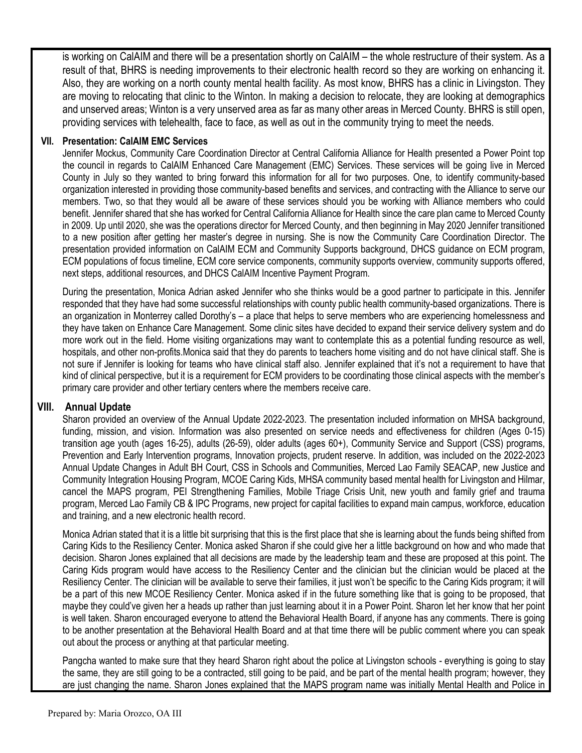is working on CalAIM and there will be a presentation shortly on CalAIM – the whole restructure of their system. As a result of that, BHRS is needing improvements to their electronic health record so they are working on enhancing it. Also, they are working on a north county mental health facility. As most know, BHRS has a clinic in Livingston. They are moving to relocating that clinic to the Winton. In making a decision to relocate, they are looking at demographics and unserved areas; Winton is a very unserved area as far as many other areas in Merced County. BHRS is still open, providing services with telehealth, face to face, as well as out in the community trying to meet the needs.

## VII. Presentation: CalAIM EMC Services

Jennifer Mockus, Community Care Coordination Director at Central California Alliance for Health presented a Power Point top the council in regards to CalAIM Enhanced Care Management (EMC) Services. These services will be going live in Merced County in July so they wanted to bring forward this information for all for two purposes. One, to identify community-based organization interested in providing those community-based benefits and services, and contracting with the Alliance to serve our members. Two, so that they would all be aware of these services should you be working with Alliance members who could benefit. Jennifer shared that she has worked for Central California Alliance for Health since the care plan came to Merced County in 2009. Up until 2020, she was the operations director for Merced County, and then beginning in May 2020 Jennifer transitioned to a new position after getting her master's degree in nursing. She is now the Community Care Coordination Director. The presentation provided information on CalAIM ECM and Community Supports background, DHCS guidance on ECM program, ECM populations of focus timeline, ECM core service components, community supports overview, community supports offered, next steps, additional resources, and DHCS CalAIM Incentive Payment Program.

During the presentation, Monica Adrian asked Jennifer who she thinks would be a good partner to participate in this. Jennifer responded that they have had some successful relationships with county public health community-based organizations. There is an organization in Monterrey called Dorothy's – a place that helps to serve members who are experiencing homelessness and they have taken on Enhance Care Management. Some clinic sites have decided to expand their service delivery system and do more work out in the field. Home visiting organizations may want to contemplate this as a potential funding resource as well, hospitals, and other non-profits.Monica said that they do parents to teachers home visiting and do not have clinical staff. She is not sure if Jennifer is looking for teams who have clinical staff also. Jennifer explained that it's not a requirement to have that kind of clinical perspective, but it is a requirement for ECM providers to be coordinating those clinical aspects with the member's primary care provider and other tertiary centers where the members receive care.

## VIII. Annual Update

Sharon provided an overview of the Annual Update 2022-2023. The presentation included information on MHSA background, funding, mission, and vision. Information was also presented on service needs and effectiveness for children (Ages 0-15) transition age youth (ages 16-25), adults (26-59), older adults (ages 60+), Community Service and Support (CSS) programs, Prevention and Early Intervention programs, Innovation projects, prudent reserve. In addition, was included on the 2022-2023 Annual Update Changes in Adult BH Court, CSS in Schools and Communities, Merced Lao Family SEACAP, new Justice and Community Integration Housing Program, MCOE Caring Kids, MHSA community based mental health for Livingston and Hilmar, cancel the MAPS program, PEI Strengthening Families, Mobile Triage Crisis Unit, new youth and family grief and trauma program, Merced Lao Family CB & IPC Programs, new project for capital facilities to expand main campus, workforce, education and training, and a new electronic health record.

Monica Adrian stated that it is a little bit surprising that this is the first place that she is learning about the funds being shifted from Caring Kids to the Resiliency Center. Monica asked Sharon if she could give her a little background on how and who made that decision. Sharon Jones explained that all decisions are made by the leadership team and these are proposed at this point. The Caring Kids program would have access to the Resiliency Center and the clinician but the clinician would be placed at the Resiliency Center. The clinician will be available to serve their families, it just won't be specific to the Caring Kids program; it will be a part of this new MCOE Resiliency Center. Monica asked if in the future something like that is going to be proposed, that maybe they could've given her a heads up rather than just learning about it in a Power Point. Sharon let her know that her point is well taken. Sharon encouraged everyone to attend the Behavioral Health Board, if anyone has any comments. There is going to be another presentation at the Behavioral Health Board and at that time there will be public comment where you can speak out about the process or anything at that particular meeting.

Pangcha wanted to make sure that they heard Sharon right about the police at Livingston schools - everything is going to stay the same, they are still going to be a contracted, still going to be paid, and be part of the mental health program; however, they are just changing the name. Sharon Jones explained that the MAPS program name was initially Mental Health and Police in

Prepared by: Maria Orozco, OA III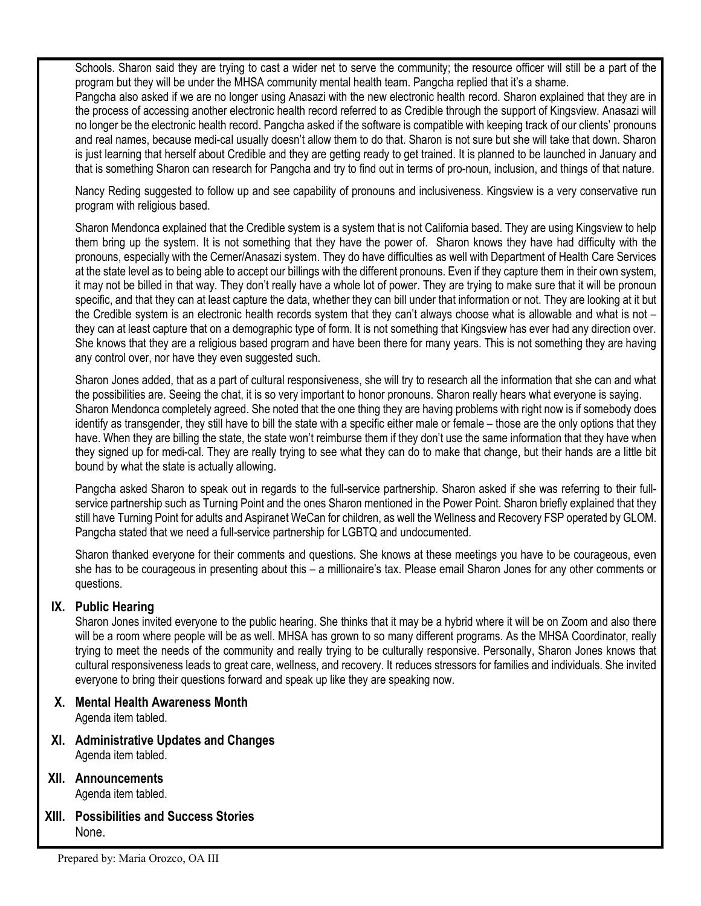Schools. Sharon said they are trying to cast a wider net to serve the community; the resource officer will still be a part of the program but they will be under the MHSA community mental health team. Pangcha replied that it's a shame.

Pangcha also asked if we are no longer using Anasazi with the new electronic health record. Sharon explained that they are in the process of accessing another electronic health record referred to as Credible through the support of Kingsview. Anasazi will no longer be the electronic health record. Pangcha asked if the software is compatible with keeping track of our clients' pronouns and real names, because medi-cal usually doesn't allow them to do that. Sharon is not sure but she will take that down. Sharon is just learning that herself about Credible and they are getting ready to get trained. It is planned to be launched in January and that is something Sharon can research for Pangcha and try to find out in terms of pro-noun, inclusion, and things of that nature.

Nancy Reding suggested to follow up and see capability of pronouns and inclusiveness. Kingsview is a very conservative run program with religious based.

Sharon Mendonca explained that the Credible system is a system that is not California based. They are using Kingsview to help them bring up the system. It is not something that they have the power of. Sharon knows they have had difficulty with the pronouns, especially with the Cerner/Anasazi system. They do have difficulties as well with Department of Health Care Services at the state level as to being able to accept our billings with the different pronouns. Even if they capture them in their own system, it may not be billed in that way. They don't really have a whole lot of power. They are trying to make sure that it will be pronoun specific, and that they can at least capture the data, whether they can bill under that information or not. They are looking at it but the Credible system is an electronic health records system that they can't always choose what is allowable and what is not – they can at least capture that on a demographic type of form. It is not something that Kingsview has ever had any direction over. She knows that they are a religious based program and have been there for many years. This is not something they are having any control over, nor have they even suggested such.

Sharon Jones added, that as a part of cultural responsiveness, she will try to research all the information that she can and what the possibilities are. Seeing the chat, it is so very important to honor pronouns. Sharon really hears what everyone is saying. Sharon Mendonca completely agreed. She noted that the one thing they are having problems with right now is if somebody does identify as transgender, they still have to bill the state with a specific either male or female – those are the only options that they have. When they are billing the state, the state won't reimburse them if they don't use the same information that they have when they signed up for medi-cal. They are really trying to see what they can do to make that change, but their hands are a little bit bound by what the state is actually allowing.

Pangcha asked Sharon to speak out in regards to the full-service partnership. Sharon asked if she was referring to their full-service partnership such as Turning Point and the ones Sharon mentioned in the Power Point. Sharon briefly explained that they still have Turning Point for adults and Aspiranet WeCan for children, as well the Wellness and Recovery FSP operated by GLOM. Pangcha stated that we need a full-service partnership for LGBTQ and undocumented.

Sharon thanked everyone for their comments and questions. She knows at these meetings you have to be courageous, even she has to be courageous in presenting about this – a millionaire's tax. Please email Sharon Jones for any other comments or questions.

## IX. Public Hearing

Sharon Jones invited everyone to the public hearing. She thinks that it may be a hybrid where it will be on Zoom and also there will be a room where people will be as well. MHSA has grown to so many different programs. As the MHSA Coordinator, really trying to meet the needs of the community and really trying to be culturally responsive. Personally, Sharon Jones knows that cultural responsiveness leads to great care, wellness, and recovery. It reduces stressors for families and individuals. She invited everyone to bring their questions forward and speak up like they are speaking now.

## X. Mental Health Awareness Month

Agenda item tabled.

## XI. Administrative Updates and Changes

Agenda item tabled.

## XII. Announcements

Agenda item tabled.

## XIII. Possibilities and Success Stories

None.

Prepared by: Maria Orozco, OA III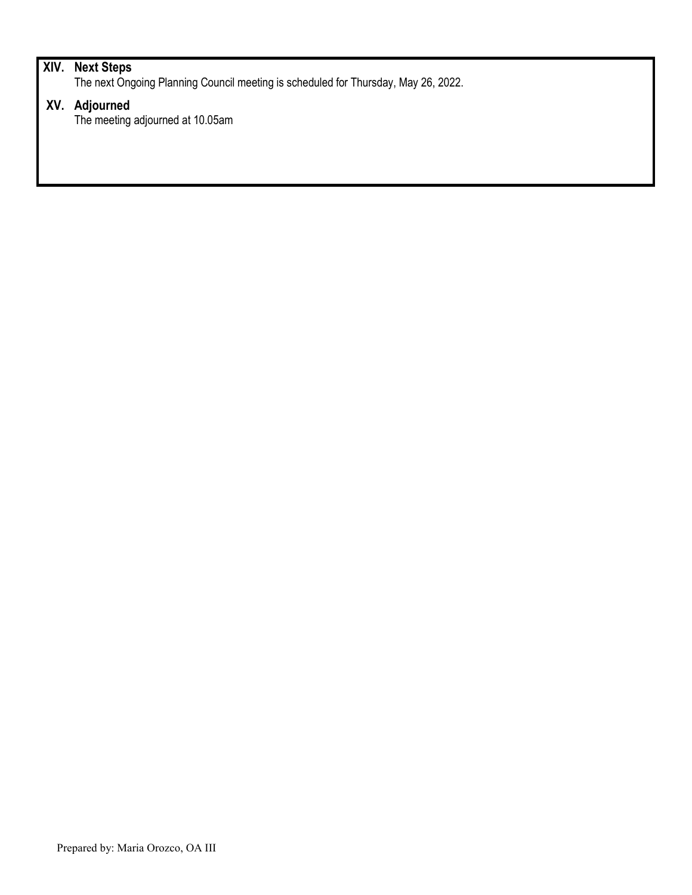## XIV. Next Steps

The next Ongoing Planning Council meeting is scheduled for Thursday, May 26, 2022.

## XV. Adjourned

The meeting adjourned at 10.05am

Prepared by: Maria Orozco, OA III